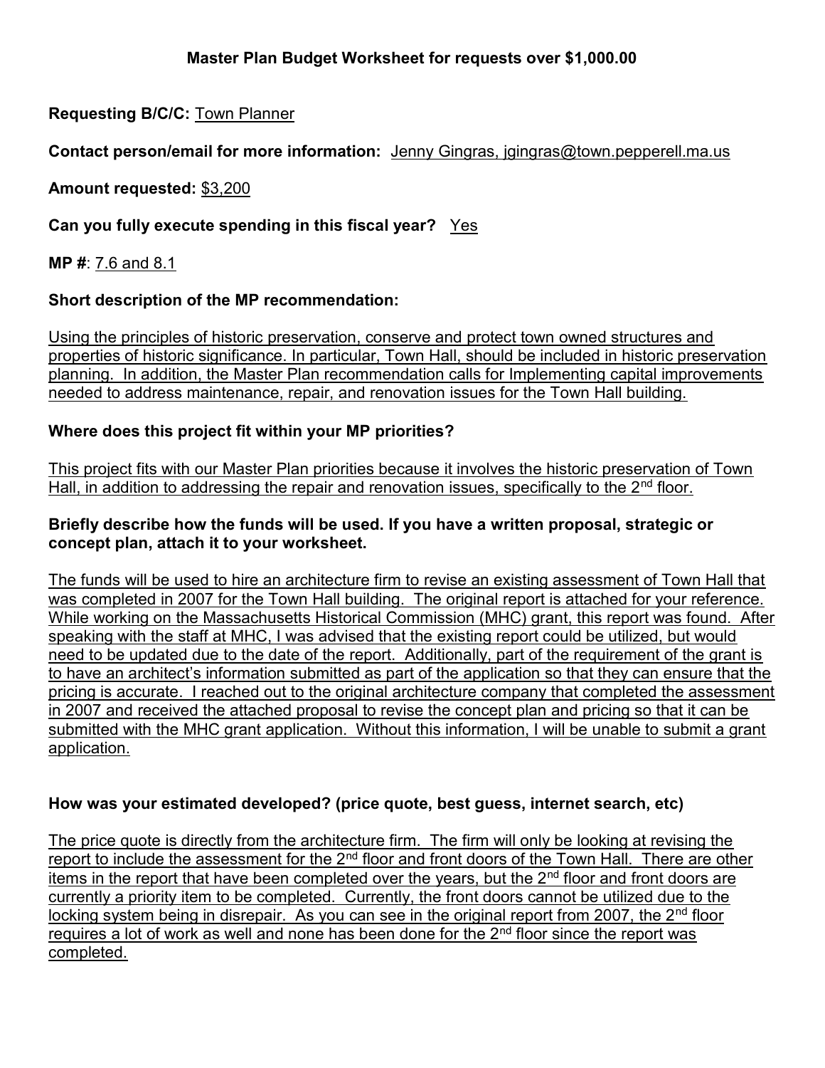# Master Plan Budget Worksheet for requests over $1,000.00

**Requesting B/C/C:** Town Planner

**Contact person/email for more information:** Jenny Gingras, jgingras@town.pepperell.ma.us

**Amount requested:** $3,200

**Can you fully execute spending in this fiscal year?** Yes

**MP #**: 7.6 and 8.1

**Short description of the MP recommendation:**

Using the principles of historic preservation, conserve and protect town owned structures and properties of historic significance. In particular, Town Hall, should be included in historic preservation planning. In addition, the Master Plan recommendation calls for Implementing capital improvements needed to address maintenance, repair, and renovation issues for the Town Hall building.

**Where does this project fit within your MP priorities?**

This project fits with our Master Plan priorities because it involves the historic preservation of Town Hall, in addition to addressing the repair and renovation issues, specifically to the 2nd floor.

**Briefly describe how the funds will be used. If you have a written proposal, strategic or concept plan, attach it to your worksheet.**

The funds will be used to hire an architecture firm to revise an existing assessment of Town Hall that was completed in 2007 for the Town Hall building. The original report is attached for your reference. While working on the Massachusetts Historical Commission (MHC) grant, this report was found. After speaking with the staff at MHC, I was advised that the existing report could be utilized, but would need to be updated due to the date of the report. Additionally, part of the requirement of the grant is to have an architect's information submitted as part of the application so that they can ensure that the pricing is accurate. I reached out to the original architecture company that completed the assessment in 2007 and received the attached proposal to revise the concept plan and pricing so that it can be submitted with the MHC grant application. Without this information, I will be unable to submit a grant application.

**How was your estimated developed? (price quote, best guess, internet search, etc)**

The price quote is directly from the architecture firm. The firm will only be looking at revising the report to include the assessment for the 2nd floor and front doors of the Town Hall. There are other items in the report that have been completed over the years, but the 2nd floor and front doors are currently a priority item to be completed. Currently, the front doors cannot be utilized due to the locking system being in disrepair. As you can see in the original report from 2007, the 2nd floor requires a lot of work as well and none has been done for the 2nd floor since the report was completed.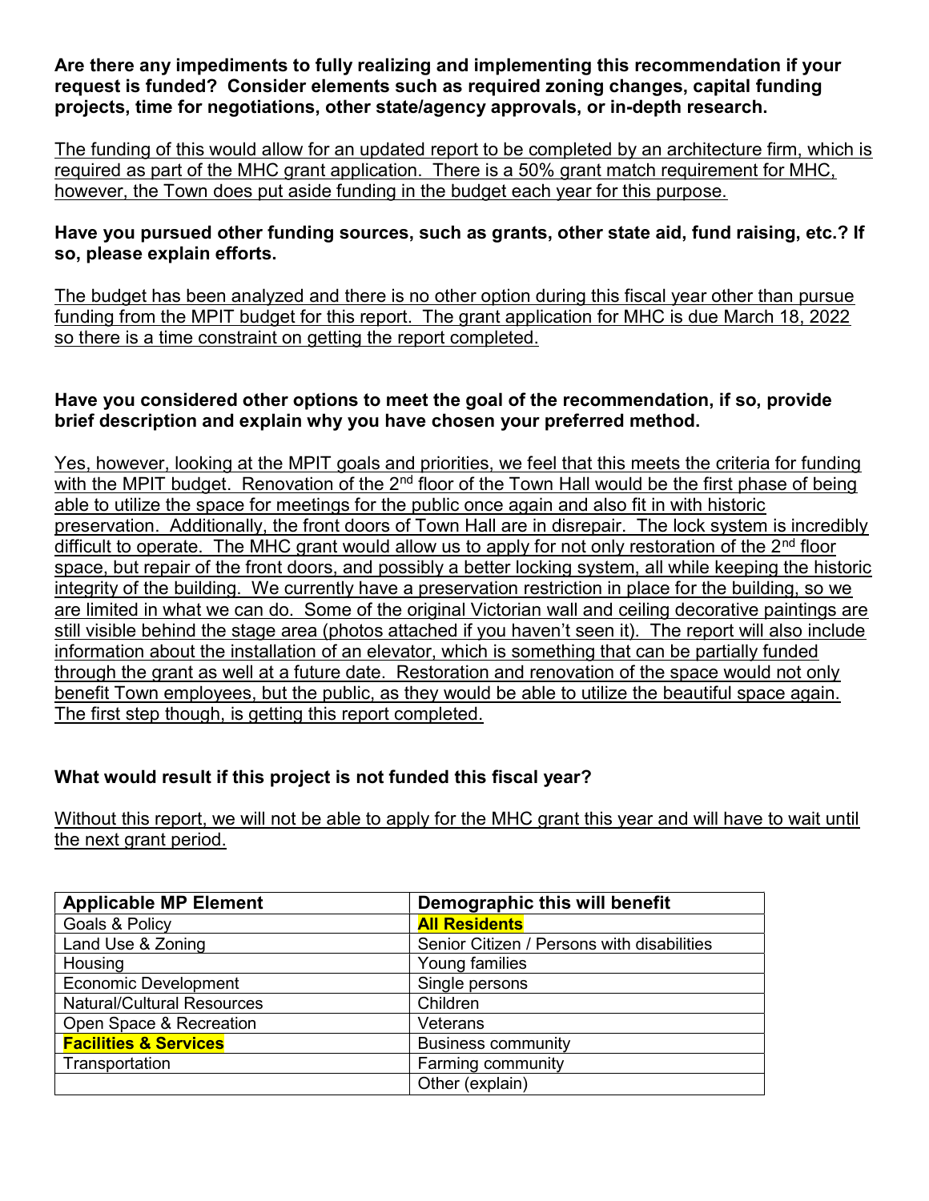**Are there any impediments to fully realizing and implementing this recommendation if your request is funded? Consider elements such as required zoning changes, capital funding projects, time for negotiations, other state/agency approvals, or in-depth research.**

The funding of this would allow for an updated report to be completed by an architecture firm, which is required as part of the MHC grant application. There is a 50% grant match requirement for MHC, however, the Town does put aside funding in the budget each year for this purpose.

**Have you pursued other funding sources, such as grants, other state aid, fund raising, etc.? If so, please explain efforts.**

The budget has been analyzed and there is no other option during this fiscal year other than pursue funding from the MPIT budget for this report. The grant application for MHC is due March 18, 2022 so there is a time constraint on getting the report completed.

**Have you considered other options to meet the goal of the recommendation, if so, provide brief description and explain why you have chosen your preferred method.**

Yes, however, looking at the MPIT goals and priorities, we feel that this meets the criteria for funding with the MPIT budget. Renovation of the 2nd floor of the Town Hall would be the first phase of being able to utilize the space for meetings for the public once again and also fit in with historic preservation. Additionally, the front doors of Town Hall are in disrepair. The lock system is incredibly difficult to operate. The MHC grant would allow us to apply for not only restoration of the 2nd floor space, but repair of the front doors, and possibly a better locking system, all while keeping the historic integrity of the building. We currently have a preservation restriction in place for the building, so we are limited in what we can do. Some of the original Victorian wall and ceiling decorative paintings are still visible behind the stage area (photos attached if you haven't seen it). The report will also include information about the installation of an elevator, which is something that can be partially funded through the grant as well at a future date. Restoration and renovation of the space would not only benefit Town employees, but the public, as they would be able to utilize the beautiful space again. The first step though, is getting this report completed.

**What would result if this project is not funded this fiscal year?**

Without this report, we will not be able to apply for the MHC grant this year and will have to wait until the next grant period.

| Applicable MP Element | Demographic this will benefit |
|---|---|
| Goals & Policy | **All Residents** |
| Land Use & Zoning | Senior Citizen / Persons with disabilities |
| Housing | Young families |
| Economic Development | Single persons |
| Natural/Cultural Resources | Children |
| Open Space & Recreation | Veterans |
| **Facilities & Services** | Business community |
| Transportation | Farming community |
| | Other (explain) |